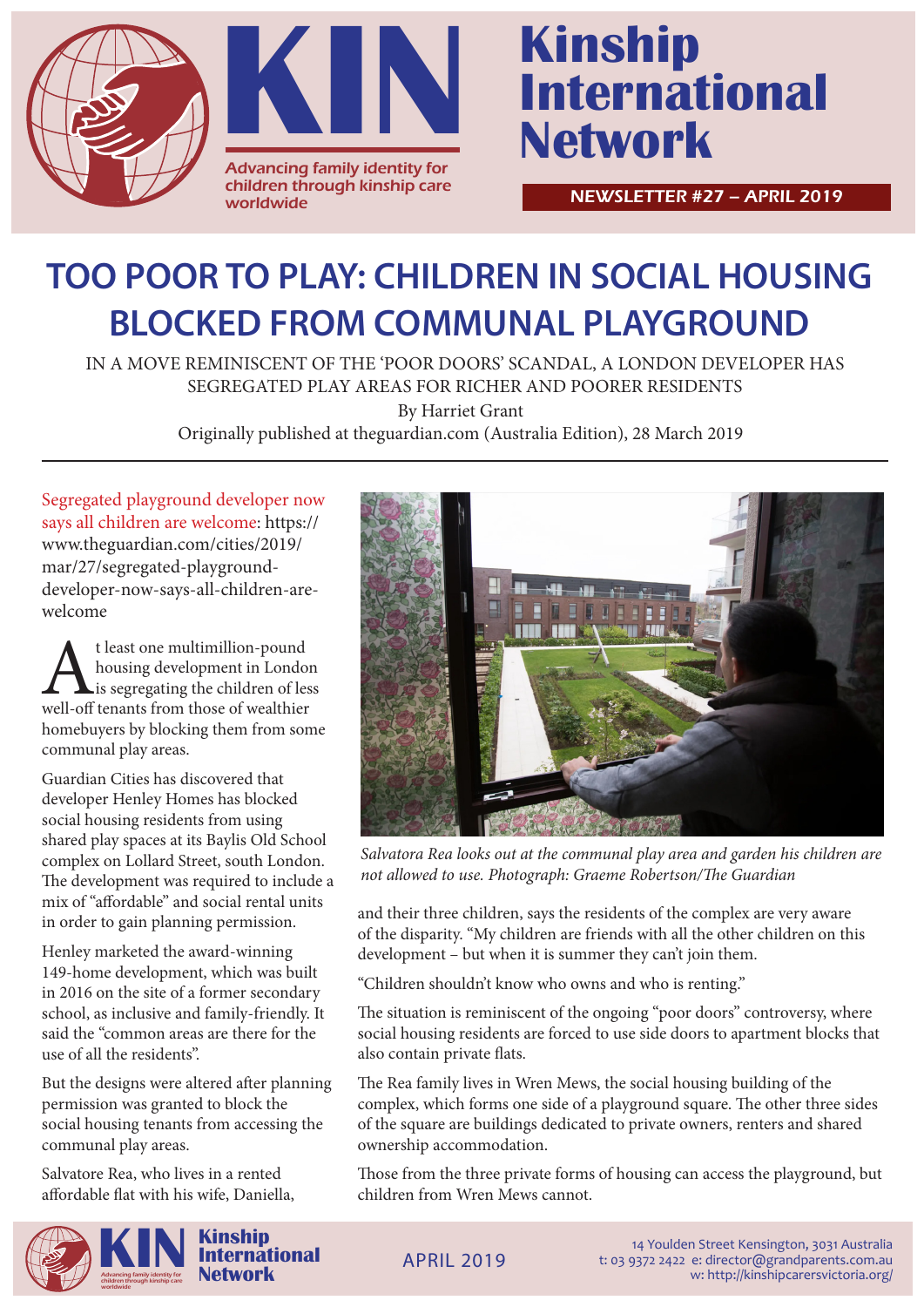# Kinship International Network

KIN

Advancing family identity for children through kinship care worldwide

NEWSLETTER #27 – APRIL 2019

# TOO POOR TO PLAY: CHILDREN IN SOCIAL HOUSING BLOCKED FROM COMMUNAL PLAYGROUND

IN A MOVE REMINISCENT OF THE 'POOR DOORS' SCANDAL, A LONDON DEVELOPER HAS SEGREGATED PLAY AREAS FOR RICHER AND POORER RESIDENTS

By Harriet Grant

Originally published at theguardian.com (Australia Edition), 28 March 2019

Segregated playground developer now says all children are welcome: https://www.theguardian.com/cities/2019/mar/27/segregated-playground-developer-now-says-all-children-are-welcome

At least one multimillion-pound housing development in London is segregating the children of less well-off tenants from those of wealthier homebuyers by blocking them from some communal play areas.

Guardian Cities has discovered that developer Henley Homes has blocked social housing residents from using shared play spaces at its Baylis Old School complex on Lollard Street, south London. The development was required to include a mix of "affordable" and social rental units in order to gain planning permission.

Henley marketed the award-winning 149-home development, which was built in 2016 on the site of a former secondary school, as inclusive and family-friendly. It said the "common areas are there for the use of all the residents".

But the designs were altered after planning permission was granted to block the social housing tenants from accessing the communal play areas.

Salvatore Rea, who lives in a rented affordable flat with his wife, Daniella, and their three children, says the residents of the complex are very aware of the disparity. "My children are friends with all the other children on this development – but when it is summer they can't join them.

"Children shouldn't know who owns and who is renting."

*Salvatora Rea looks out at the communal play area and garden his children are not allowed to use. Photograph: Graeme Robertson/The Guardian*

The situation is reminiscent of the ongoing "poor doors" controversy, where social housing residents are forced to use side doors to apartment blocks that also contain private flats.

The Rea family lives in Wren Mews, the social housing building of the complex, which forms one side of a playground square. The other three sides of the square are buildings dedicated to private owners, renters and shared ownership accommodation.

Those from the three private forms of housing can access the playground, but children from Wren Mews cannot.

14 Youlden Street Kensington, 3031 Australia
t: 03 9372 2422 e: director@grandparents.com.au
w: http://kinshipcarersvictoria.org/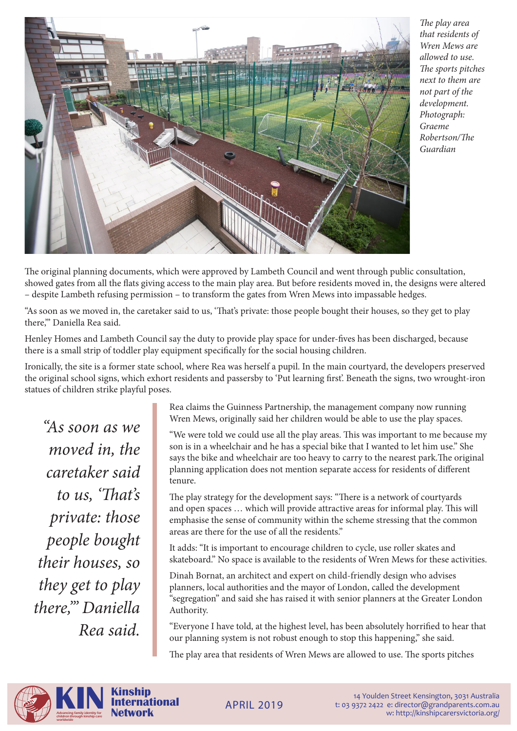*The play area that residents of Wren Mews are allowed to use. The sports pitches next to them are not part of the development. Photograph: Graeme Robertson/The Guardian*

The original planning documents, which were approved by Lambeth Council and went through public consultation, showed gates from all the flats giving access to the main play area. But before residents moved in, the designs were altered – despite Lambeth refusing permission – to transform the gates from Wren Mews into impassable hedges.

"As soon as we moved in, the caretaker said to us, 'That's private: those people bought their houses, so they get to play there,'" Daniella Rea said.

Henley Homes and Lambeth Council say the duty to provide play space for under-fives has been discharged, because there is a small strip of toddler play equipment specifically for the social housing children.

Ironically, the site is a former state school, where Rea was herself a pupil. In the main courtyard, the developers preserved the original school signs, which exhort residents and passersby to 'Put learning first'. Beneath the signs, two wrought-iron statues of children strike playful poses.

> *"As soon as we moved in, the caretaker said to us, 'That's private: those people bought their houses, so they get to play there,'" Daniella Rea said.*

Rea claims the Guinness Partnership, the management company now running Wren Mews, originally said her children would be able to use the play spaces.

"We were told we could use all the play areas. This was important to me because my son is in a wheelchair and he has a special bike that I wanted to let him use." She says the bike and wheelchair are too heavy to carry to the nearest park.The original planning application does not mention separate access for residents of different tenure.

The play strategy for the development says: "There is a network of courtyards and open spaces … which will provide attractive areas for informal play. This will emphasise the sense of community within the scheme stressing that the common areas are there for the use of all the residents."

It adds: "It is important to encourage children to cycle, use roller skates and skateboard." No space is available to the residents of Wren Mews for these activities.

Dinah Bornat, an architect and expert on child-friendly design who advises planners, local authorities and the mayor of London, called the development "segregation" and said she has raised it with senior planners at the Greater London Authority.

"Everyone I have told, at the highest level, has been absolutely horrified to hear that our planning system is not robust enough to stop this happening," she said.

The play area that residents of Wren Mews are allowed to use. The sports pitches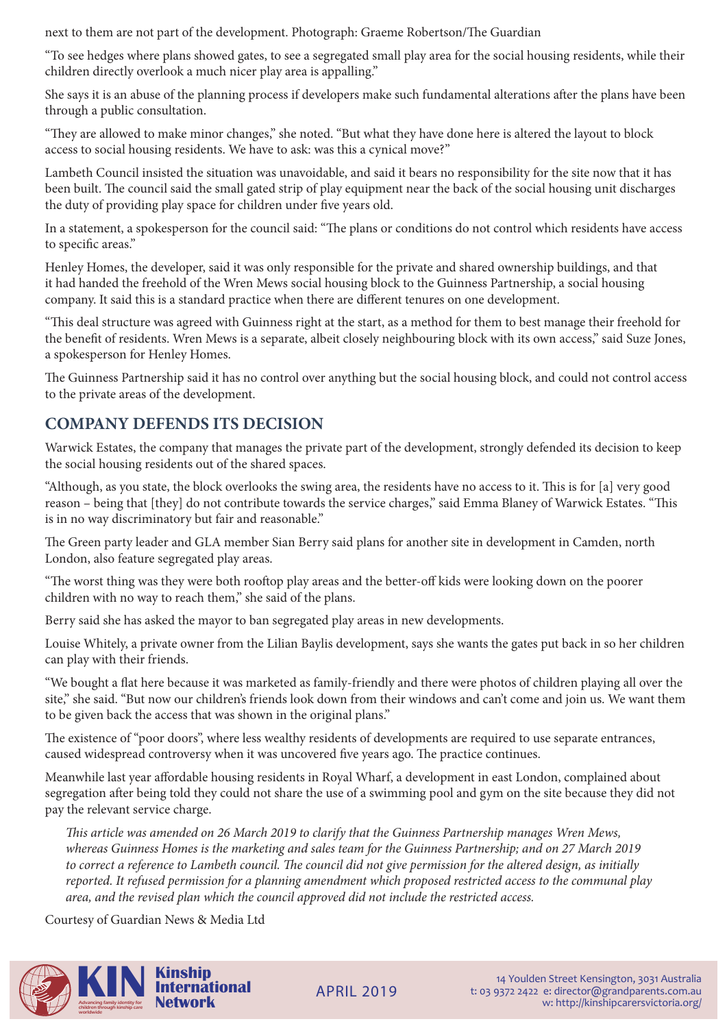next to them are not part of the development. Photograph: Graeme Robertson/The Guardian

"To see hedges where plans showed gates, to see a segregated small play area for the social housing residents, while their children directly overlook a much nicer play area is appalling."

She says it is an abuse of the planning process if developers make such fundamental alterations after the plans have been through a public consultation.

"They are allowed to make minor changes," she noted. "But what they have done here is altered the layout to block access to social housing residents. We have to ask: was this a cynical move?"

Lambeth Council insisted the situation was unavoidable, and said it bears no responsibility for the site now that it has been built. The council said the small gated strip of play equipment near the back of the social housing unit discharges the duty of providing play space for children under five years old.

In a statement, a spokesperson for the council said: "The plans or conditions do not control which residents have access to specific areas."

Henley Homes, the developer, said it was only responsible for the private and shared ownership buildings, and that it had handed the freehold of the Wren Mews social housing block to the Guinness Partnership, a social housing company. It said this is a standard practice when there are different tenures on one development.

"This deal structure was agreed with Guinness right at the start, as a method for them to best manage their freehold for the benefit of residents. Wren Mews is a separate, albeit closely neighbouring block with its own access," said Suze Jones, a spokesperson for Henley Homes.

The Guinness Partnership said it has no control over anything but the social housing block, and could not control access to the private areas of the development.

## COMPANY DEFENDS ITS DECISION

Warwick Estates, the company that manages the private part of the development, strongly defended its decision to keep the social housing residents out of the shared spaces.

"Although, as you state, the block overlooks the swing area, the residents have no access to it. This is for [a] very good reason – being that [they] do not contribute towards the service charges," said Emma Blaney of Warwick Estates. "This is in no way discriminatory but fair and reasonable."

The Green party leader and GLA member Sian Berry said plans for another site in development in Camden, north London, also feature segregated play areas.

"The worst thing was they were both rooftop play areas and the better-off kids were looking down on the poorer children with no way to reach them," she said of the plans.

Berry said she has asked the mayor to ban segregated play areas in new developments.

Louise Whitely, a private owner from the Lilian Baylis development, says she wants the gates put back in so her children can play with their friends.

"We bought a flat here because it was marketed as family-friendly and there were photos of children playing all over the site," she said. "But now our children's friends look down from their windows and can't come and join us. We want them to be given back the access that was shown in the original plans."

The existence of "poor doors", where less wealthy residents of developments are required to use separate entrances, caused widespread controversy when it was uncovered five years ago. The practice continues.

Meanwhile last year affordable housing residents in Royal Wharf, a development in east London, complained about segregation after being told they could not share the use of a swimming pool and gym on the site because they did not pay the relevant service charge.

*This article was amended on 26 March 2019 to clarify that the Guinness Partnership manages Wren Mews, whereas Guinness Homes is the marketing and sales team for the Guinness Partnership; and on 27 March 2019 to correct a reference to Lambeth council. The council did not give permission for the altered design, as initially reported. It refused permission for a planning amendment which proposed restricted access to the communal play area, and the revised plan which the council approved did not include the restricted access.*

Courtesy of Guardian News & Media Ltd